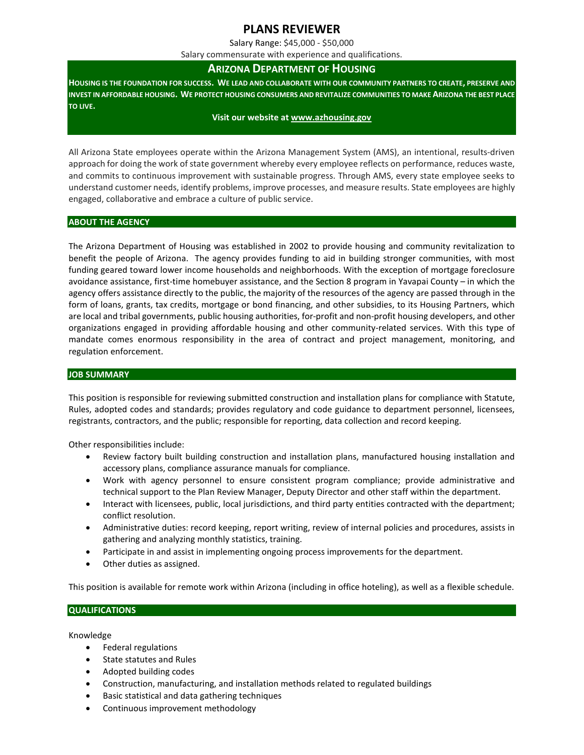# PLANS REVIEWER

Salary Range: $45,000 - $50,000

Salary commensurate with experience and qualifications.

## ARIZONA DEPARTMENT OF HOUSING

**HOUSING IS THE FOUNDATION FOR SUCCESS. WE LEAD AND COLLABORATE WITH OUR COMMUNITY PARTNERS TO CREATE, PRESERVE AND INVEST IN AFFORDABLE HOUSING. WE PROTECT HOUSING CONSUMERS AND REVITALIZE COMMUNITIES TO MAKE ARIZONA THE BEST PLACE TO LIVE.**

**Visit our website at www.azhousing.gov**

All Arizona State employees operate within the Arizona Management System (AMS), an intentional, results-driven approach for doing the work of state government whereby every employee reflects on performance, reduces waste, and commits to continuous improvement with sustainable progress. Through AMS, every state employee seeks to understand customer needs, identify problems, improve processes, and measure results. State employees are highly engaged, collaborative and embrace a culture of public service.

## ABOUT THE AGENCY

The Arizona Department of Housing was established in 2002 to provide housing and community revitalization to benefit the people of Arizona. The agency provides funding to aid in building stronger communities, with most funding geared toward lower income households and neighborhoods. With the exception of mortgage foreclosure avoidance assistance, first-time homebuyer assistance, and the Section 8 program in Yavapai County – in which the agency offers assistance directly to the public, the majority of the resources of the agency are passed through in the form of loans, grants, tax credits, mortgage or bond financing, and other subsidies, to its Housing Partners, which are local and tribal governments, public housing authorities, for-profit and non-profit housing developers, and other organizations engaged in providing affordable housing and other community-related services. With this type of mandate comes enormous responsibility in the area of contract and project management, monitoring, and regulation enforcement.

## JOB SUMMARY

This position is responsible for reviewing submitted construction and installation plans for compliance with Statute, Rules, adopted codes and standards; provides regulatory and code guidance to department personnel, licensees, registrants, contractors, and the public; responsible for reporting, data collection and record keeping.

Other responsibilities include:

- Review factory built building construction and installation plans, manufactured housing installation and accessory plans, compliance assurance manuals for compliance.
- Work with agency personnel to ensure consistent program compliance; provide administrative and technical support to the Plan Review Manager, Deputy Director and other staff within the department.
- Interact with licensees, public, local jurisdictions, and third party entities contracted with the department; conflict resolution.
- Administrative duties: record keeping, report writing, review of internal policies and procedures, assists in gathering and analyzing monthly statistics, training.
- Participate in and assist in implementing ongoing process improvements for the department.
- Other duties as assigned.

This position is available for remote work within Arizona (including in office hoteling), as well as a flexible schedule.

## QUALIFICATIONS

Knowledge

- Federal regulations
- State statutes and Rules
- Adopted building codes
- Construction, manufacturing, and installation methods related to regulated buildings
- Basic statistical and data gathering techniques
- Continuous improvement methodology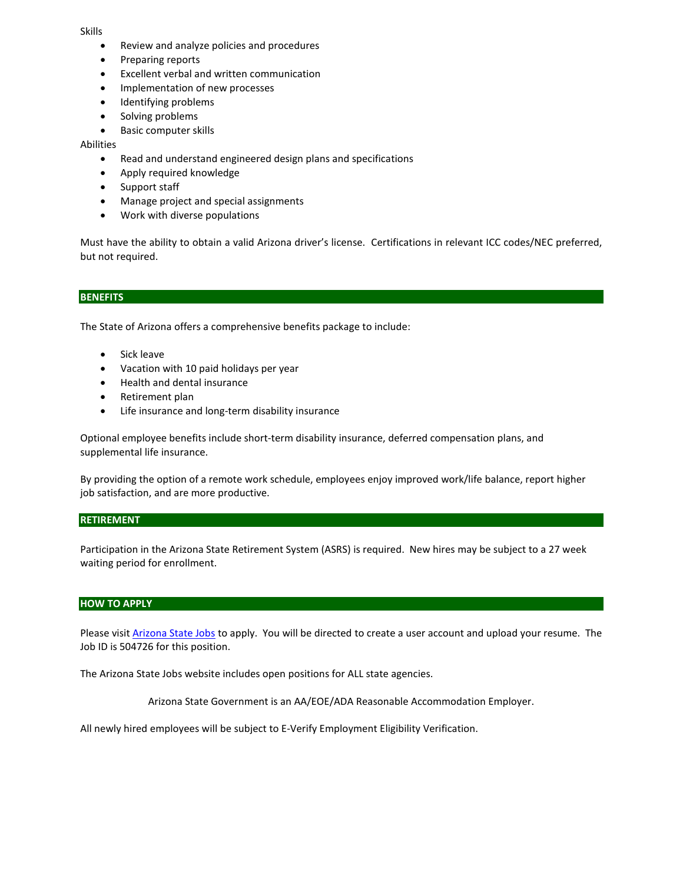Skills

- Review and analyze policies and procedures
- Preparing reports
- Excellent verbal and written communication
- Implementation of new processes
- Identifying problems
- Solving problems
- Basic computer skills

Abilities

- Read and understand engineered design plans and specifications
- Apply required knowledge
- Support staff
- Manage project and special assignments
- Work with diverse populations

Must have the ability to obtain a valid Arizona driver's license. Certifications in relevant ICC codes/NEC preferred, but not required.

## BENEFITS

The State of Arizona offers a comprehensive benefits package to include:

- Sick leave
- Vacation with 10 paid holidays per year
- Health and dental insurance
- Retirement plan
- Life insurance and long-term disability insurance

Optional employee benefits include short-term disability insurance, deferred compensation plans, and supplemental life insurance.

By providing the option of a remote work schedule, employees enjoy improved work/life balance, report higher job satisfaction, and are more productive.

## RETIREMENT

Participation in the Arizona State Retirement System (ASRS) is required. New hires may be subject to a 27 week waiting period for enrollment.

## HOW TO APPLY

Please visit Arizona State Jobs to apply. You will be directed to create a user account and upload your resume. The Job ID is 504726 for this position.

The Arizona State Jobs website includes open positions for ALL state agencies.

Arizona State Government is an AA/EOE/ADA Reasonable Accommodation Employer.

All newly hired employees will be subject to E-Verify Employment Eligibility Verification.